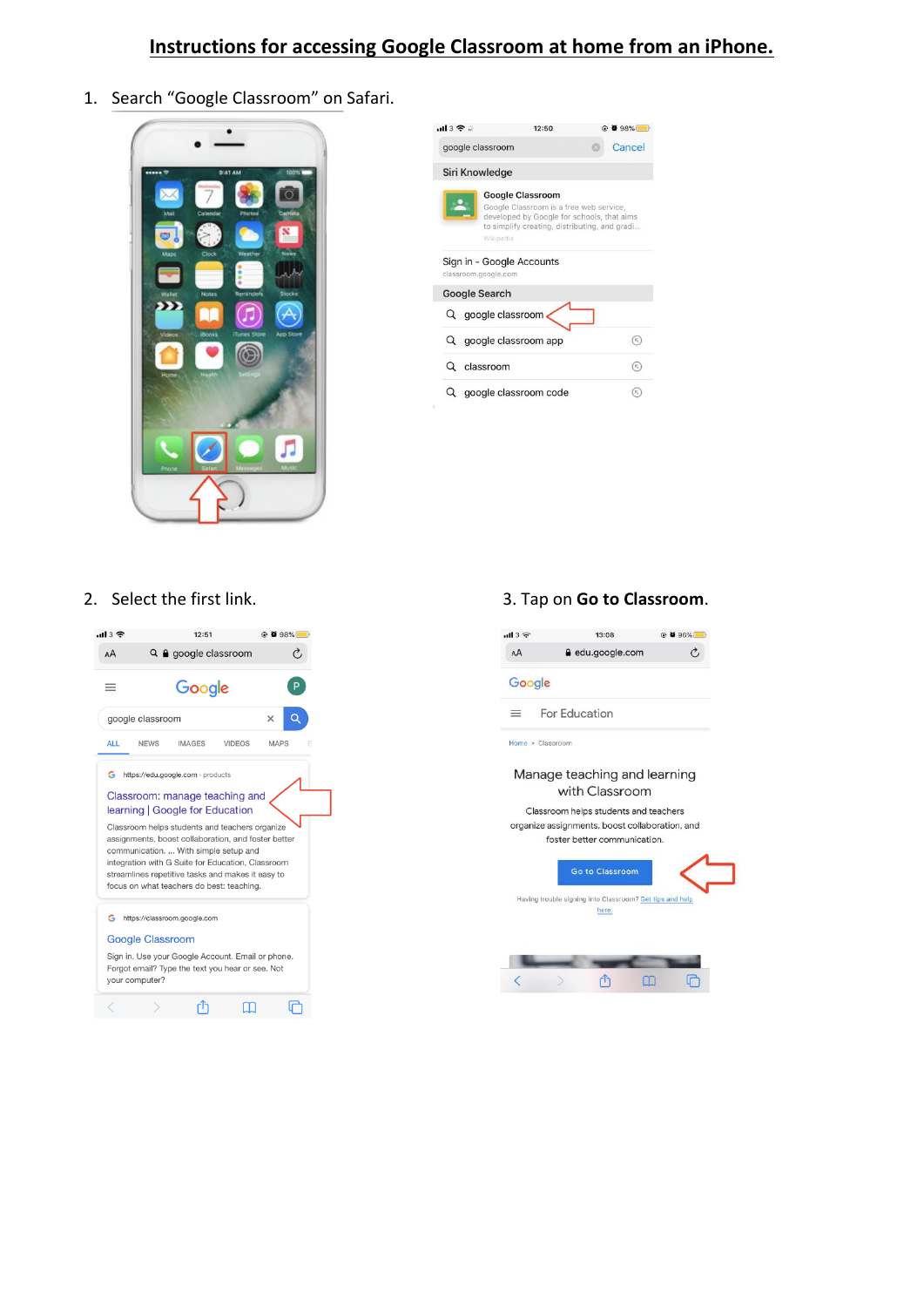# Instructions for accessing Google Classroom at home from an iPhone.

1. Search “Google Classroom” on Safari.

2. Select the first link.

3. Tap on **Go to Classroom**.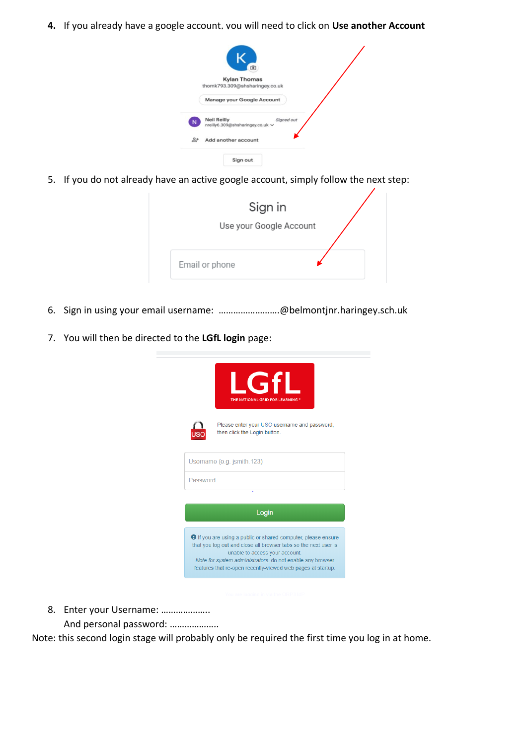4. If you already have a google account, you will need to click on **Use another Account**

5. If you do not already have an active google account, simply follow the next step:

6. Sign in using your email username: ……………………..@belmontjnr.haringey.sch.uk

7. You will then be directed to the **LGfL login** page:

8. Enter your Username: ………………..
   And personal password: ………………..

Note: this second login stage will probably only be required the first time you log in at home.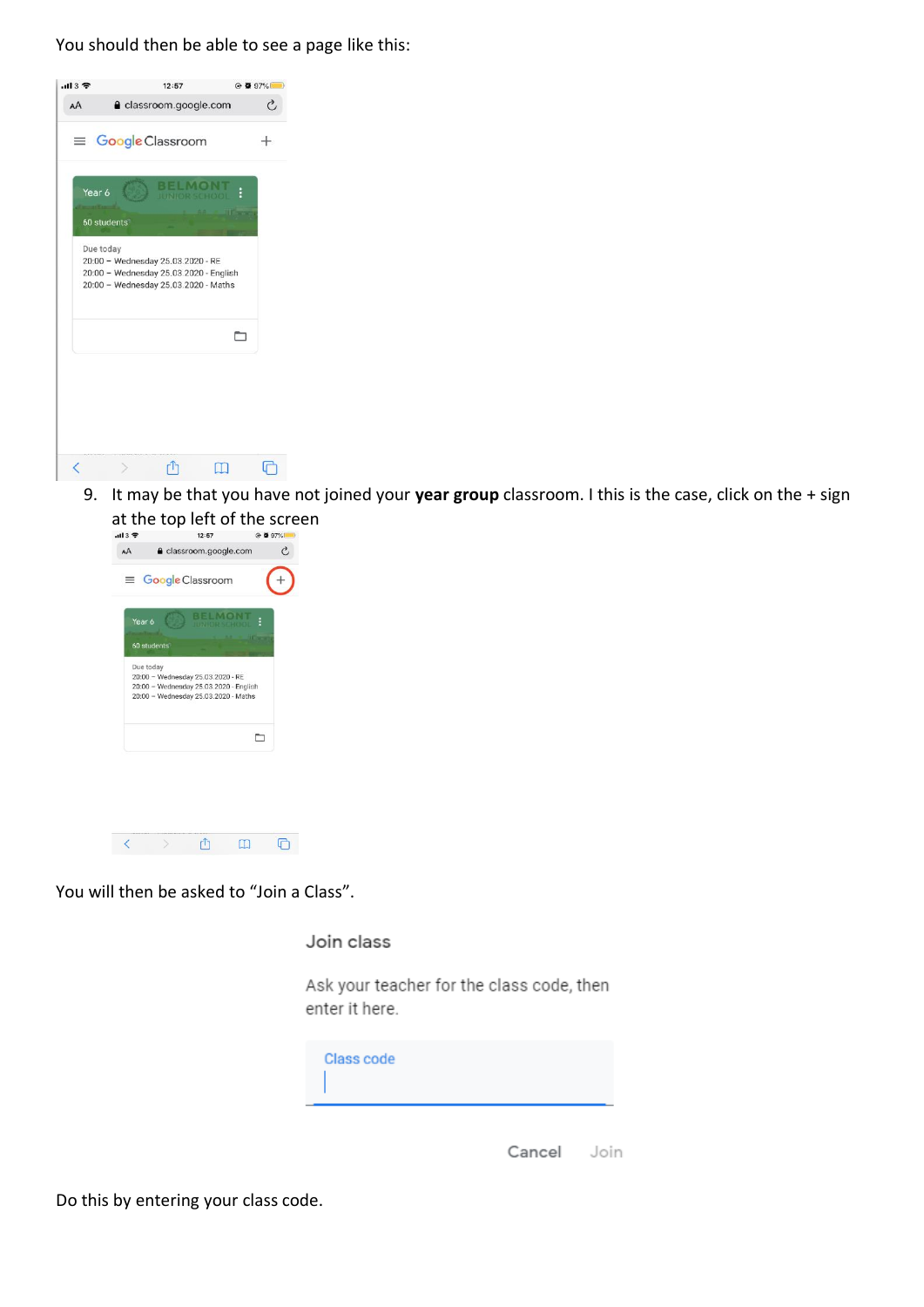You should then be able to see a page like this:

9. It may be that you have not joined your **year group** classroom. I this is the case, click on the + sign at the top left of the screen

You will then be asked to "Join a Class".

Do this by entering your class code.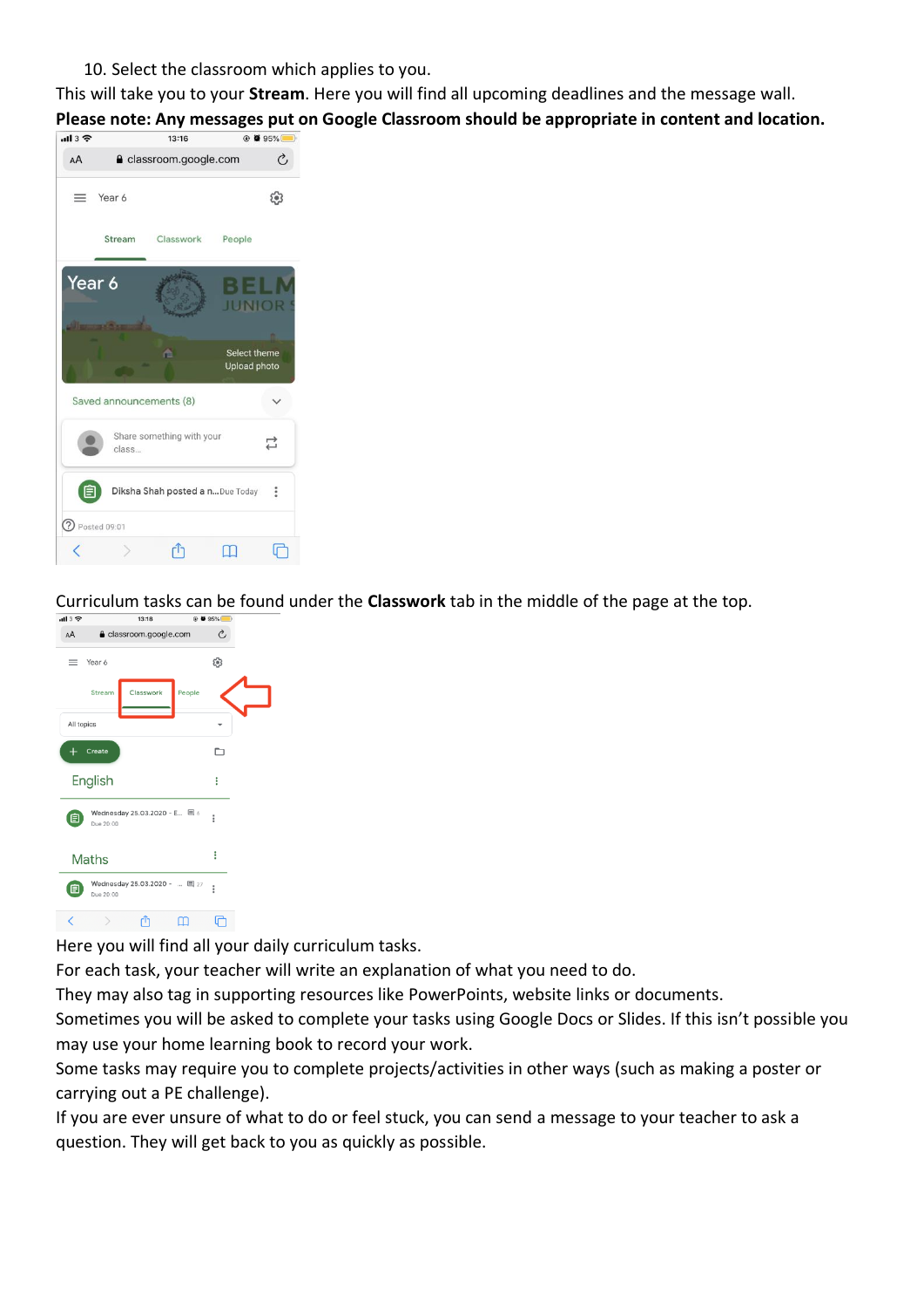10. Select the classroom which applies to you.

This will take you to your **Stream**. Here you will find all upcoming deadlines and the message wall.

**Please note: Any messages put on Google Classroom should be appropriate in content and location.**

Curriculum tasks can be found under the **Classwork** tab in the middle of the page at the top.

Here you will find all your daily curriculum tasks.

For each task, your teacher will write an explanation of what you need to do.

They may also tag in supporting resources like PowerPoints, website links or documents.

Sometimes you will be asked to complete your tasks using Google Docs or Slides. If this isn't possible you may use your home learning book to record your work.

Some tasks may require you to complete projects/activities in other ways (such as making a poster or carrying out a PE challenge).

If you are ever unsure of what to do or feel stuck, you can send a message to your teacher to ask a question. They will get back to you as quickly as possible.